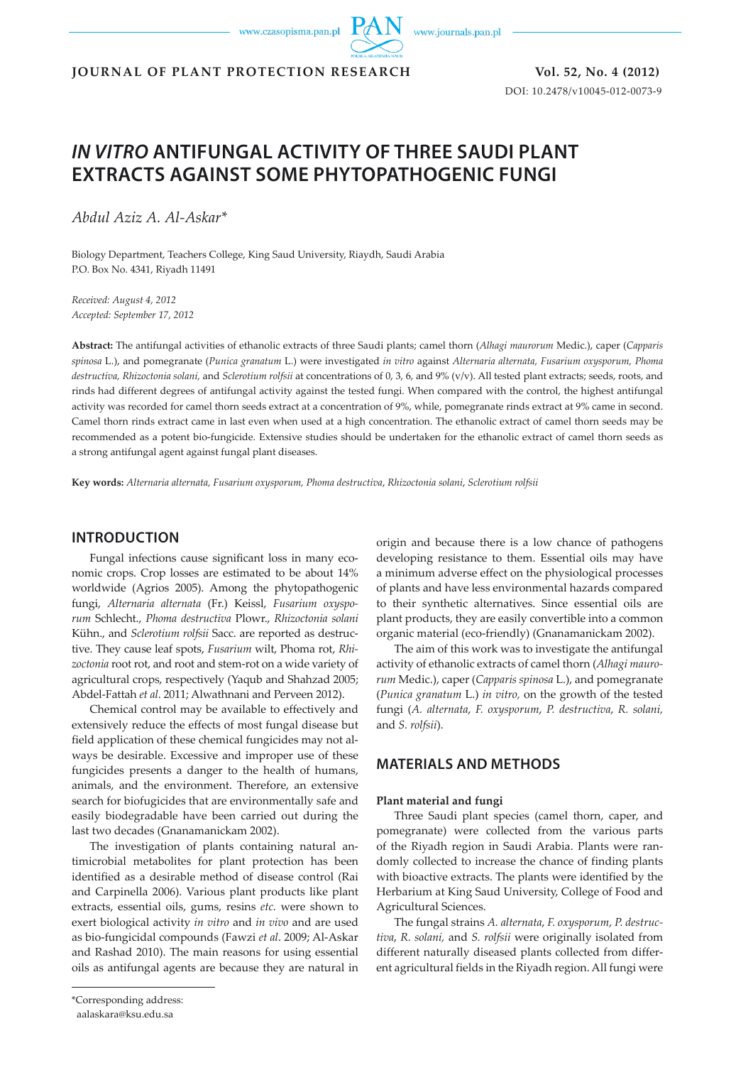# *IN VITRO* ANTIFUNGAL ACTIVITY OF THREE SAUDI PLANT EXTRACTS AGAINST SOME PHYTOPATHOGENIC FUNGI

*Abdul Aziz A. Al-Askar**

Biology Department, Teachers College, King Saud University, Riaydh, Saudi Arabia
P.O. Box No. 4341, Riyadh 11491

*Received: August 4, 2012*
*Accepted: September 17, 2012*

**Abstract:** The antifungal activities of ethanolic extracts of three Saudi plants; camel thorn (*Alhagi maurorum* Medic.), caper (*Capparis spinosa* L.), and pomegranate (*Punica granatum* L.) were investigated *in vitro* against *Alternaria alternata, Fusarium oxysporum, Phoma destructiva, Rhizoctonia solani,* and *Sclerotium rolfsii* at concentrations of 0, 3, 6, and 9% (v/v). All tested plant extracts; seeds, roots, and rinds had different degrees of antifungal activity against the tested fungi. When compared with the control, the highest antifungal activity was recorded for camel thorn seeds extract at a concentration of 9%, while, pomegranate rinds extract at 9% came in second. Camel thorn rinds extract came in last even when used at a high concentration. The ethanolic extract of camel thorn seeds may be recommended as a potent bio-fungicide. Extensive studies should be undertaken for the ethanolic extract of camel thorn seeds as a strong antifungal agent against fungal plant diseases.

**Key words:** *Alternaria alternata, Fusarium oxysporum, Phoma destructiva, Rhizoctonia solani, Sclerotium rolfsii*

## INTRODUCTION

Fungal infections cause significant loss in many economic crops. Crop losses are estimated to be about 14% worldwide (Agrios 2005). Among the phytopathogenic fungi, *Alternaria alternata* (Fr.) Keissl, *Fusarium oxysporum* Schlecht., *Phoma destructiva* Plowr., *Rhizoctonia solani* Kühn., and *Sclerotium rolfsii* Sacc. are reported as destructive. They cause leaf spots, *Fusarium* wilt, Phoma rot, *Rhizoctonia* root rot, and root and stem-rot on a wide variety of agricultural crops, respectively (Yaqub and Shahzad 2005; Abdel-Fattah *et al*. 2011; Alwathnani and Perveen 2012).

Chemical control may be available to effectively and extensively reduce the effects of most fungal disease but field application of these chemical fungicides may not always be desirable. Excessive and improper use of these fungicides presents a danger to the health of humans, animals, and the environment. Therefore, an extensive search for biofugicides that are environmentally safe and easily biodegradable have been carried out during the last two decades (Gnanamanickam 2002).

The investigation of plants containing natural antimicrobial metabolites for plant protection has been identified as a desirable method of disease control (Rai and Carpinella 2006). Various plant products like plant extracts, essential oils, gums, resins *etc.* were shown to exert biological activity *in vitro* and *in vivo* and are used as bio-fungicidal compounds (Fawzi *et al*. 2009; Al-Askar and Rashad 2010). The main reasons for using essential oils as antifungal agents are because they are natural in origin and because there is a low chance of pathogens developing resistance to them. Essential oils may have a minimum adverse effect on the physiological processes of plants and have less environmental hazards compared to their synthetic alternatives. Since essential oils are plant products, they are easily convertible into a common organic material (eco-friendly) (Gnanamanickam 2002).

The aim of this work was to investigate the antifungal activity of ethanolic extracts of camel thorn (*Alhagi maurorum* Medic.), caper (*Capparis spinosa* L.), and pomegranate (*Punica granatum* L.) *in vitro,* on the growth of the tested fungi (*A. alternata*, *F. oxysporum*, *P. destructiva*, *R. solani,* and *S. rolfsii*).

## MATERIALS AND METHODS

### Plant material and fungi

Three Saudi plant species (camel thorn, caper, and pomegranate) were collected from the various parts of the Riyadh region in Saudi Arabia. Plants were randomly collected to increase the chance of finding plants with bioactive extracts. The plants were identified by the Herbarium at King Saud University, College of Food and Agricultural Sciences.

The fungal strains *A. alternata*, *F. oxysporum*, *P. destructiva*, *R. solani,* and *S. rolfsii* were originally isolated from different naturally diseased plants collected from different agricultural fields in the Riyadh region. All fungi were

*Corresponding address:
aalaskara@ksu.edu.sa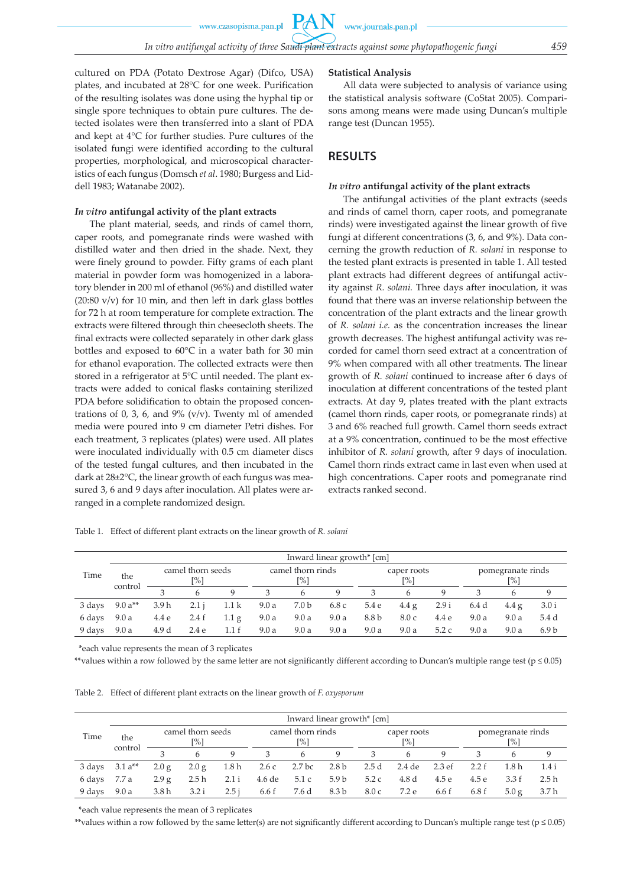cultured on PDA (Potato Dextrose Agar) (Difco, USA) plates, and incubated at 28°C for one week. Purification of the resulting isolates was done using the hyphal tip or single spore techniques to obtain pure cultures. The detected isolates were then transferred into a slant of PDA and kept at 4°C for further studies. Pure cultures of the isolated fungi were identified according to the cultural properties, morphological, and microscopical characteristics of each fungus (Domsch *et al*. 1980; Burgess and Liddell 1983; Watanabe 2002).

#### *In vitro* antifungal activity of the plant extracts

The plant material, seeds, and rinds of camel thorn, caper roots, and pomegranate rinds were washed with distilled water and then dried in the shade. Next, they were finely ground to powder. Fifty grams of each plant material in powder form was homogenized in a laboratory blender in 200 ml of ethanol (96%) and distilled water (20:80 v/v) for 10 min, and then left in dark glass bottles for 72 h at room temperature for complete extraction. The extracts were filtered through thin cheesecloth sheets. The final extracts were collected separately in other dark glass bottles and exposed to 60°C in a water bath for 30 min for ethanol evaporation. The collected extracts were then stored in a refrigerator at 5°C until needed. The plant extracts were added to conical flasks containing sterilized PDA before solidification to obtain the proposed concentrations of 0, 3, 6, and 9% (v/v). Twenty ml of amended media were poured into 9 cm diameter Petri dishes. For each treatment, 3 replicates (plates) were used. All plates were inoculated individually with 0.5 cm diameter discs of the tested fungal cultures, and then incubated in the dark at 28±2°C, the linear growth of each fungus was measured 3, 6 and 9 days after inoculation. All plates were arranged in a complete randomized design.

#### Statistical Analysis

All data were subjected to analysis of variance using the statistical analysis software (CoStat 2005). Comparisons among means were made using Duncan's multiple range test (Duncan 1955).

## RESULTS

#### *In vitro* antifungal activity of the plant extracts

The antifungal activities of the plant extracts (seeds and rinds of camel thorn, caper roots, and pomegranate rinds) were investigated against the linear growth of five fungi at different concentrations (3, 6, and 9%). Data concerning the growth reduction of *R. solani* in response to the tested plant extracts is presented in table 1. All tested plant extracts had different degrees of antifungal activity against *R. solani.* Three days after inoculation, it was found that there was an inverse relationship between the concentration of the plant extracts and the linear growth of *R. solani i.e.* as the concentration increases the linear growth decreases. The highest antifungal activity was recorded for camel thorn seed extract at a concentration of 9% when compared with all other treatments. The linear growth of *R. solani* continued to increase after 6 days of inoculation at different concentrations of the tested plant extracts. At day 9, plates treated with the plant extracts (camel thorn rinds, caper roots, or pomegranate rinds) at 3 and 6% reached full growth. Camel thorn seeds extract at a 9% concentration, continued to be the most effective inhibitor of *R. solani* growth, after 9 days of inoculation. Camel thorn rinds extract came in last even when used at high concentrations. Caper roots and pomegranate rind extracts ranked second.

Table 1. Effect of different plant extracts on the linear growth of *R. solani*

| Time | Inward linear growth* [cm] | | | | | | | | | | | | |
|---|---|---|---|---|---|---|---|---|---|---|---|---|---|
| | the control | camel thorn seeds [%] | | | camel thorn rinds [%] | | | caper roots [%] | | | pomegranate rinds [%] | | |
| | | 3 | 6 | 9 | 3 | 6 | 9 | 3 | 6 | 9 | 3 | 6 | 9 |
| 3 days | 9.0 a** | 3.9 h | 2.1 j | 1.1 k | 9.0 a | 7.0 b | 6.8 c | 5.4 e | 4.4 g | 2.9 i | 6.4 d | 4.4 g | 3.0 i |
| 6 days | 9.0 a | 4.4 e | 2.4 f | 1.1 g | 9.0 a | 9.0 a | 9.0 a | 8.8 b | 8.0 c | 4.4 e | 9.0 a | 9.0 a | 5.4 d |
| 9 days | 9.0 a | 4.9 d | 2.4 e | 1.1 f | 9.0 a | 9.0 a | 9.0 a | 9.0 a | 9.0 a | 5.2 c | 9.0 a | 9.0 a | 6.9 b |

*each value represents the mean of 3 replicates

**values within a row followed by the same letter are not significantly different according to Duncan's multiple range test ($p \leq 0.05$)

Table 2. Effect of different plant extracts on the linear growth of *F. oxysporum*

| Time | Inward linear growth* [cm] | | | | | | | | | | | | |
|---|---|---|---|---|---|---|---|---|---|---|---|---|---|
| | the control | camel thorn seeds [%] | | | camel thorn rinds [%] | | | caper roots [%] | | | pomegranate rinds [%] | | |
| | | 3 | 6 | 9 | 3 | 6 | 9 | 3 | 6 | 9 | 3 | 6 | 9 |
| 3 days | 3.1 a** | 2.0 g | 2.0 g | 1.8 h | 2.6 c | 2.7 bc | 2.8 b | 2.5 d | 2.4 de | 2.3 ef | 2.2 f | 1.8 h | 1.4 i |
| 6 days | 7.7 a | 2.9 g | 2.5 h | 2.1 i | 4.6 de | 5.1 c | 5.9 b | 5.2 c | 4.8 d | 4.5 e | 4.5 e | 3.3 f | 2.5 h |
| 9 days | 9.0 a | 3.8 h | 3.2 i | 2.5 j | 6.6 f | 7.6 d | 8.3 b | 8.0 c | 7.2 e | 6.6 f | 6.8 f | 5.0 g | 3.7 h |

*each value represents the mean of 3 replicates

**values within a row followed by the same letter(s) are not significantly different according to Duncan's multiple range test ($p \leq 0.05$)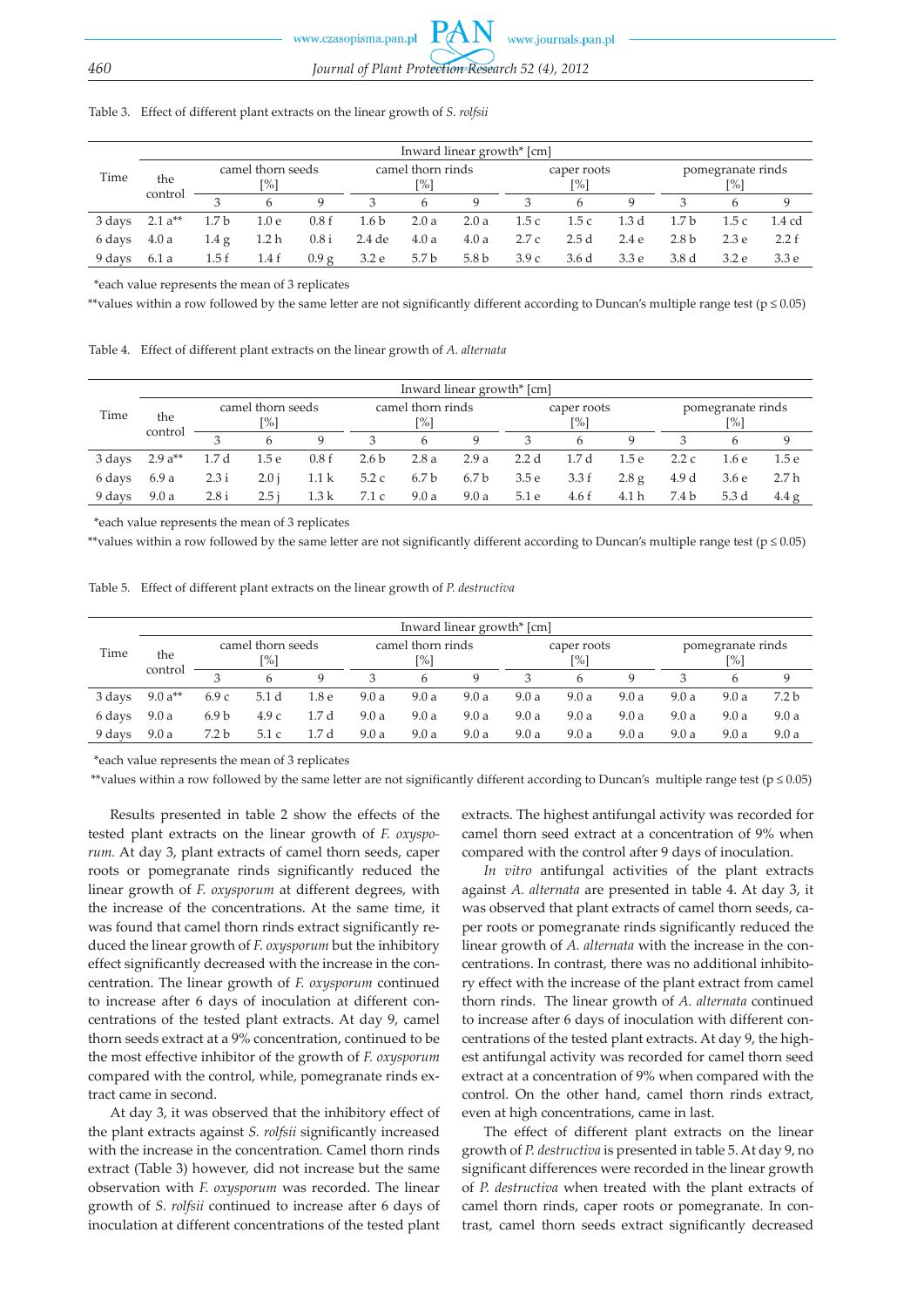Table 3. Effect of different plant extracts on the linear growth of *S. rolfsii*

| Time | Inward linear growth* [cm] | | | | | | | | | | | | |
|---|---|---|---|---|---|---|---|---|---|---|---|---|---|
| | the control | camel thorn seeds [%] | | | camel thorn rinds [%] | | | caper roots [%] | | | pomegranate rinds [%] | | |
| | | 3 | 6 | 9 | 3 | 6 | 9 | 3 | 6 | 9 | 3 | 6 | 9 |
| 3 days | 2.1 a** | 1.7 b | 1.0 e | 0.8 f | 1.6 b | 2.0 a | 2.0 a | 1.5 c | 1.5 c | 1.3 d | 1.7 b | 1.5 c | 1.4 cd |
| 6 days | 4.0 a | 1.4 g | 1.2 h | 0.8 i | 2.4 de | 4.0 a | 4.0 a | 2.7 c | 2.5 d | 2.4 e | 2.8 b | 2.3 e | 2.2 f |
| 9 days | 6.1 a | 1.5 f | 1.4 f | 0.9 g | 3.2 e | 5.7 b | 5.8 b | 3.9 c | 3.6 d | 3.3 e | 3.8 d | 3.2 e | 3.3 e |

*each value represents the mean of 3 replicates

**values within a row followed by the same letter are not significantly different according to Duncan's multiple range test ($p \leq 0.05$)

Table 4. Effect of different plant extracts on the linear growth of *A. alternata*

| Time | Inward linear growth* [cm] | | | | | | | | | | | | |
|---|---|---|---|---|---|---|---|---|---|---|---|---|---|
| | the control | camel thorn seeds [%] | | | camel thorn rinds [%] | | | caper roots [%] | | | pomegranate rinds [%] | | |
| | | 3 | 6 | 9 | 3 | 6 | 9 | 3 | 6 | 9 | 3 | 6 | 9 |
| 3 days | 2.9 a** | 1.7 d | 1.5 e | 0.8 f | 2.6 b | 2.8 a | 2.9 a | 2.2 d | 1.7 d | 1.5 e | 2.2 c | 1.6 e | 1.5 e |
| 6 days | 6.9 a | 2.3 i | 2.0 j | 1.1 k | 5.2 c | 6.7 b | 6.7 b | 3.5 e | 3.3 f | 2.8 g | 4.9 d | 3.6 e | 2.7 h |
| 9 days | 9.0 a | 2.8 i | 2.5 j | 1.3 k | 7.1 c | 9.0 a | 9.0 a | 5.1 e | 4.6 f | 4.1 h | 7.4 b | 5.3 d | 4.4 g |

*each value represents the mean of 3 replicates

**values within a row followed by the same letter are not significantly different according to Duncan's multiple range test ($p \leq 0.05$)

Table 5. Effect of different plant extracts on the linear growth of *P. destructiva*

| Time | Inward linear growth* [cm] | | | | | | | | | | | | |
|---|---|---|---|---|---|---|---|---|---|---|---|---|---|
| | the control | camel thorn seeds [%] | | | camel thorn rinds [%] | | | caper roots [%] | | | pomegranate rinds [%] | | |
| | | 3 | 6 | 9 | 3 | 6 | 9 | 3 | 6 | 9 | 3 | 6 | 9 |
| 3 days | 9.0 a** | 6.9 c | 5.1 d | 1.8 e | 9.0 a | 9.0 a | 9.0 a | 9.0 a | 9.0 a | 9.0 a | 9.0 a | 9.0 a | 7.2 b |
| 6 days | 9.0 a | 6.9 b | 4.9 c | 1.7 d | 9.0 a | 9.0 a | 9.0 a | 9.0 a | 9.0 a | 9.0 a | 9.0 a | 9.0 a | 9.0 a |
| 9 days | 9.0 a | 7.2 b | 5.1 c | 1.7 d | 9.0 a | 9.0 a | 9.0 a | 9.0 a | 9.0 a | 9.0 a | 9.0 a | 9.0 a | 9.0 a |

*each value represents the mean of 3 replicates

**values within a row followed by the same letter are not significantly different according to Duncan's multiple range test ($p \leq 0.05$)

Results presented in table 2 show the effects of the tested plant extracts on the linear growth of *F. oxysporum*. At day 3, plant extracts of camel thorn seeds, caper roots or pomegranate rinds significantly reduced the linear growth of *F. oxysporum* at different degrees, with the increase of the concentrations. At the same time, it was found that camel thorn rinds extract significantly reduced the linear growth of *F. oxysporum* but the inhibitory effect significantly decreased with the increase in the concentration. The linear growth of *F. oxysporum* continued to increase after 6 days of inoculation at different concentrations of the tested plant extracts. At day 9, camel thorn seeds extract at a 9% concentration, continued to be the most effective inhibitor of the growth of *F. oxysporum* compared with the control, while, pomegranate rinds extract came in second.

At day 3, it was observed that the inhibitory effect of the plant extracts against *S. rolfsii* significantly increased with the increase in the concentration. Camel thorn rinds extract (Table 3) however, did not increase but the same observation with *F. oxysporum* was recorded. The linear growth of *S. rolfsii* continued to increase after 6 days of inoculation at different concentrations of the tested plant extracts. The highest antifungal activity was recorded for camel thorn seed extract at a concentration of 9% when compared with the control after 9 days of inoculation.

*In vitro* antifungal activities of the plant extracts against *A. alternata* are presented in table 4. At day 3, it was observed that plant extracts of camel thorn seeds, caper roots or pomegranate rinds significantly reduced the linear growth of *A. alternata* with the increase in the concentrations. In contrast, there was no additional inhibitory effect with the increase of the plant extract from camel thorn rinds. The linear growth of *A. alternata* continued to increase after 6 days of inoculation with different concentrations of the tested plant extracts. At day 9, the highest antifungal activity was recorded for camel thorn seed extract at a concentration of 9% when compared with the control. On the other hand, camel thorn rinds extract, even at high concentrations, came in last.

The effect of different plant extracts on the linear growth of *P. destructiva* is presented in table 5. At day 9, no significant differences were recorded in the linear growth of *P. destructiva* when treated with the plant extracts of camel thorn rinds, caper roots or pomegranate. In contrast, camel thorn seeds extract significantly decreased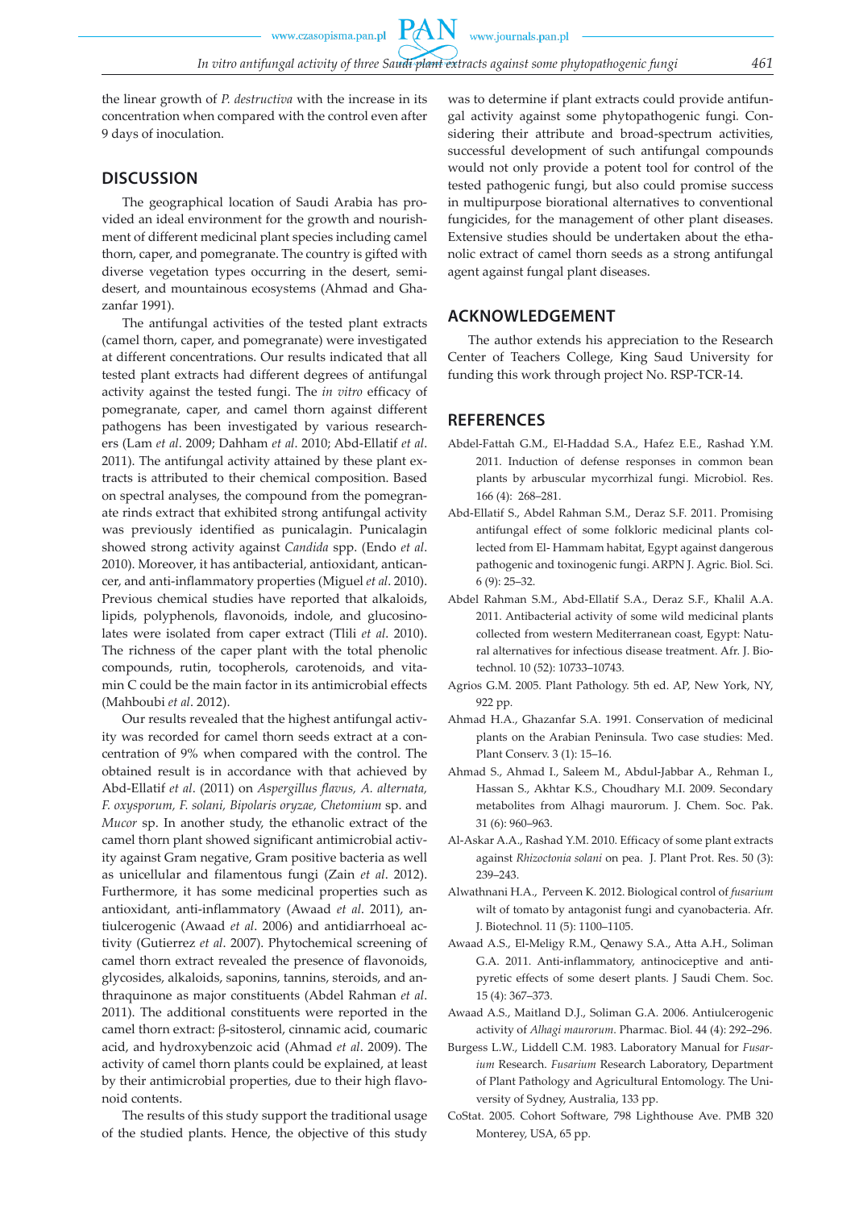the linear growth of *P. destructiva* with the increase in its concentration when compared with the control even after 9 days of inoculation.

## DISCUSSION

The geographical location of Saudi Arabia has provided an ideal environment for the growth and nourishment of different medicinal plant species including camel thorn, caper, and pomegranate. The country is gifted with diverse vegetation types occurring in the desert, semi-desert, and mountainous ecosystems (Ahmad and Ghazanfar 1991).

The antifungal activities of the tested plant extracts (camel thorn, caper, and pomegranate) were investigated at different concentrations. Our results indicated that all tested plant extracts had different degrees of antifungal activity against the tested fungi. The *in vitro* efficacy of pomegranate, caper, and camel thorn against different pathogens has been investigated by various researchers (Lam *et al*. 2009; Dahham *et al*. 2010; Abd-Ellatif *et al*. 2011). The antifungal activity attained by these plant extracts is attributed to their chemical composition. Based on spectral analyses, the compound from the pomegranate rinds extract that exhibited strong antifungal activity was previously identified as punicalagin. Punicalagin showed strong activity against *Candida* spp. (Endo *et al*. 2010). Moreover, it has antibacterial, antioxidant, anticancer, and anti-inflammatory properties (Miguel *et al*. 2010). Previous chemical studies have reported that alkaloids, lipids, polyphenols, flavonoids, indole, and glucosinolates were isolated from caper extract (Tlili *et al*. 2010). The richness of the caper plant with the total phenolic compounds, rutin, tocopherols, carotenoids, and vitamin C could be the main factor in its antimicrobial effects (Mahboubi *et al*. 2012).

Our results revealed that the highest antifungal activity was recorded for camel thorn seeds extract at a concentration of 9% when compared with the control. The obtained result is in accordance with that achieved by Abd-Ellatif *et al*. (2011) on *Aspergillus flavus, A. alternata, F. oxysporum, F. solani, Bipolaris oryzae, Chetomium* sp. and *Mucor* sp. In another study, the ethanolic extract of the camel thorn plant showed significant antimicrobial activity against Gram negative, Gram positive bacteria as well as unicellular and filamentous fungi (Zain *et al*. 2012). Furthermore, it has some medicinal properties such as antioxidant, anti-inflammatory (Awaad *et al*. 2011), antiulcerogenic (Awaad *et al*. 2006) and antidiarrhoeal activity (Gutierrez *et al*. 2007). Phytochemical screening of camel thorn extract revealed the presence of flavonoids, glycosides, alkaloids, saponins, tannins, steroids, and anthraquinone as major constituents (Abdel Rahman *et al*. 2011). The additional constituents were reported in the camel thorn extract: β-sitosterol, cinnamic acid, coumaric acid, and hydroxybenzoic acid (Ahmad *et al*. 2009). The activity of camel thorn plants could be explained, at least by their antimicrobial properties, due to their high flavonoid contents.

The results of this study support the traditional usage of the studied plants. Hence, the objective of this study was to determine if plant extracts could provide antifungal activity against some phytopathogenic fungi. Considering their attribute and broad-spectrum activities, successful development of such antifungal compounds would not only provide a potent tool for control of the tested pathogenic fungi, but also could promise success in multipurpose biorational alternatives to conventional fungicides, for the management of other plant diseases. Extensive studies should be undertaken about the ethanolic extract of camel thorn seeds as a strong antifungal agent against fungal plant diseases.

## ACKNOWLEDGEMENT

The author extends his appreciation to the Research Center of Teachers College, King Saud University for funding this work through project No. RSP-TCR-14.

## REFERENCES

Abdel-Fattah G.M., El-Haddad S.A., Hafez E.E., Rashad Y.M. 2011. Induction of defense responses in common bean plants by arbuscular mycorrhizal fungi. Microbiol. Res. 166 (4): 268–281.

Abd-Ellatif S., Abdel Rahman S.M., Deraz S.F. 2011. Promising antifungal effect of some folkloric medicinal plants collected from El- Hammam habitat, Egypt against dangerous pathogenic and toxinogenic fungi. ARPN J. Agric. Biol. Sci. 6 (9): 25–32.

Abdel Rahman S.M., Abd-Ellatif S.A., Deraz S.F., Khalil A.A. 2011. Antibacterial activity of some wild medicinal plants collected from western Mediterranean coast, Egypt: Natural alternatives for infectious disease treatment. Afr. J. Biotechnol. 10 (52): 10733–10743.

Agrios G.M. 2005. Plant Pathology. 5th ed. AP, New York, NY, 922 pp.

Ahmad H.A., Ghazanfar S.A. 1991. Conservation of medicinal plants on the Arabian Peninsula. Two case studies: Med. Plant Conserv. 3 (1): 15–16.

Ahmad S., Ahmad I., Saleem M., Abdul-Jabbar A., Rehman I., Hassan S., Akhtar K.S., Choudhary M.I. 2009. Secondary metabolites from Alhagi maurorum. J. Chem. Soc. Pak. 31 (6): 960–963.

Al-Askar A.A., Rashad Y.M. 2010. Efficacy of some plant extracts against *Rhizoctonia solani* on pea. J. Plant Prot. Res. 50 (3): 239–243.

Alwathnani H.A., Perveen K. 2012. Biological control of *fusarium* wilt of tomato by antagonist fungi and cyanobacteria. Afr. J. Biotechnol. 11 (5): 1100–1105.

Awaad A.S., El-Meligy R.M., Qenawy S.A., Atta A.H., Soliman G.A. 2011. Anti-inflammatory, antinociceptive and antipyretic effects of some desert plants. J Saudi Chem. Soc. 15 (4): 367–373.

Awaad A.S., Maitland D.J., Soliman G.A. 2006. Antiulcerogenic activity of *Alhagi maurorum*. Pharmac. Biol. 44 (4): 292–296.

Burgess L.W., Liddell C.M. 1983. Laboratory Manual for *Fusarium* Research. *Fusarium* Research Laboratory, Department of Plant Pathology and Agricultural Entomology. The University of Sydney, Australia, 133 pp.

CoStat. 2005. Cohort Software, 798 Lighthouse Ave. PMB 320 Monterey, USA, 65 pp.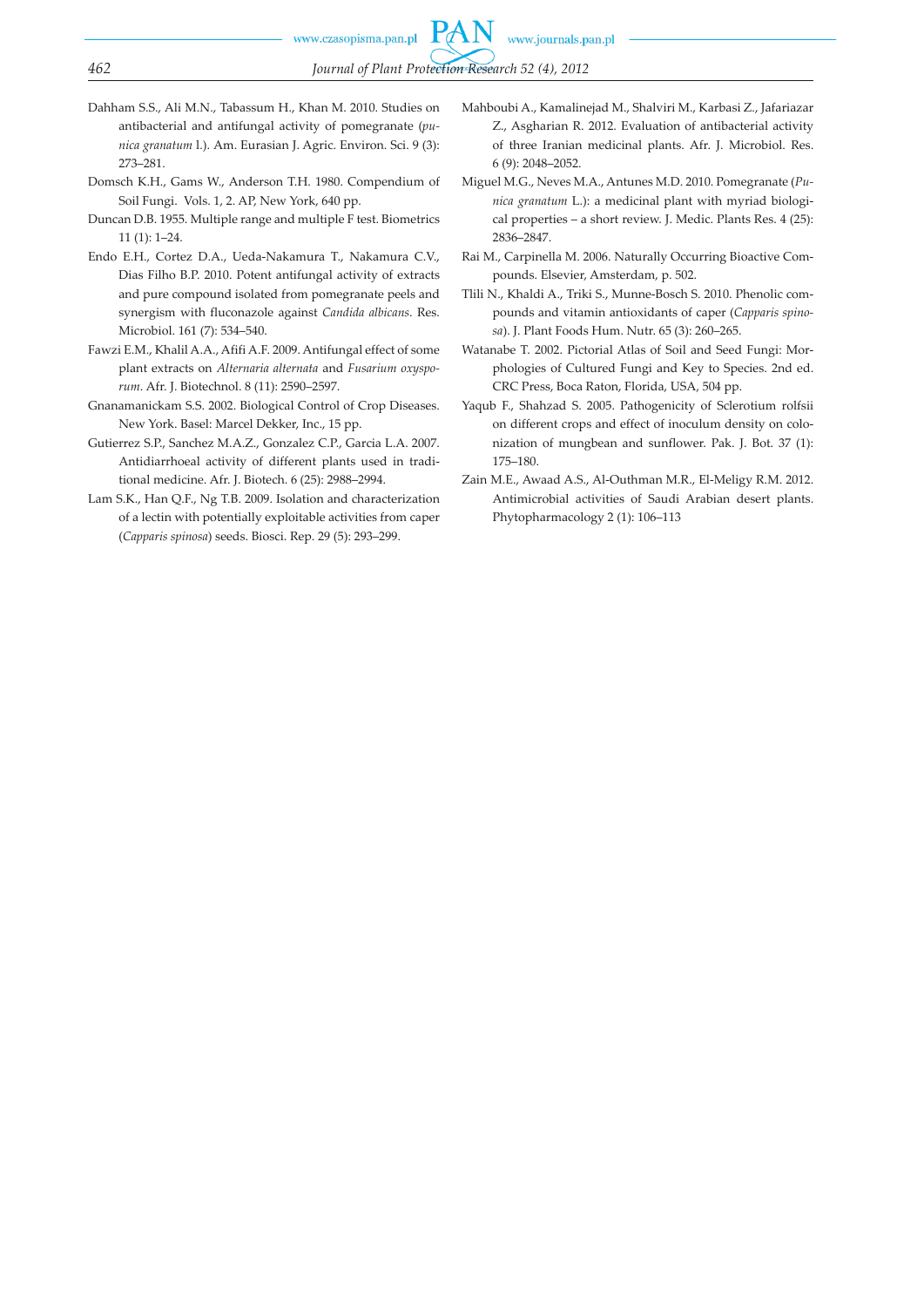Dahham S.S., Ali M.N., Tabassum H., Khan M. 2010. Studies on antibacterial and antifungal activity of pomegranate (*punica granatum* l.). Am. Eurasian J. Agric. Environ. Sci. 9 (3): 273–281.

Domsch K.H., Gams W., Anderson T.H. 1980. Compendium of Soil Fungi. Vols. 1, 2. AP, New York, 640 pp.

Duncan D.B. 1955. Multiple range and multiple F test. Biometrics 11 (1): 1–24.

Endo E.H., Cortez D.A., Ueda-Nakamura T., Nakamura C.V., Dias Filho B.P. 2010. Potent antifungal activity of extracts and pure compound isolated from pomegranate peels and synergism with fluconazole against *Candida albicans*. Res. Microbiol. 161 (7): 534–540.

Fawzi E.M., Khalil A.A., Afifi A.F. 2009. Antifungal effect of some plant extracts on *Alternaria alternata* and *Fusarium oxysporum*. Afr. J. Biotechnol. 8 (11): 2590–2597.

Gnanamanickam S.S. 2002. Biological Control of Crop Diseases. New York. Basel: Marcel Dekker, Inc., 15 pp.

Gutierrez S.P., Sanchez M.A.Z., Gonzalez C.P., Garcia L.A. 2007. Antidiarrhoeal activity of different plants used in traditional medicine. Afr. J. Biotech. 6 (25): 2988–2994.

Lam S.K., Han Q.F., Ng T.B. 2009. Isolation and characterization of a lectin with potentially exploitable activities from caper (*Capparis spinosa*) seeds. Biosci. Rep. 29 (5): 293–299.

Mahboubi A., Kamalinejad M., Shalviri M., Karbasi Z., Jafariazar Z., Asgharian R. 2012. Evaluation of antibacterial activity of three Iranian medicinal plants. Afr. J. Microbiol. Res. 6 (9): 2048–2052.

Miguel M.G., Neves M.A., Antunes M.D. 2010. Pomegranate (*Punica granatum* L.): a medicinal plant with myriad biological properties – a short review. J. Medic. Plants Res. 4 (25): 2836–2847.

Rai M., Carpinella M. 2006. Naturally Occurring Bioactive Compounds. Elsevier, Amsterdam, p. 502.

Tlili N., Khaldi A., Triki S., Munne-Bosch S. 2010. Phenolic compounds and vitamin antioxidants of caper (*Capparis spinosa*). J. Plant Foods Hum. Nutr. 65 (3): 260–265.

Watanabe T. 2002. Pictorial Atlas of Soil and Seed Fungi: Morphologies of Cultured Fungi and Key to Species. 2nd ed. CRC Press, Boca Raton, Florida, USA, 504 pp.

Yaqub F., Shahzad S. 2005. Pathogenicity of Sclerotium rolfsii on different crops and effect of inoculum density on colonization of mungbean and sunflower. Pak. J. Bot. 37 (1): 175–180.

Zain M.E., Awaad A.S., Al-Outhman M.R., El-Meligy R.M. 2012. Antimicrobial activities of Saudi Arabian desert plants. Phytopharmacology 2 (1): 106–113